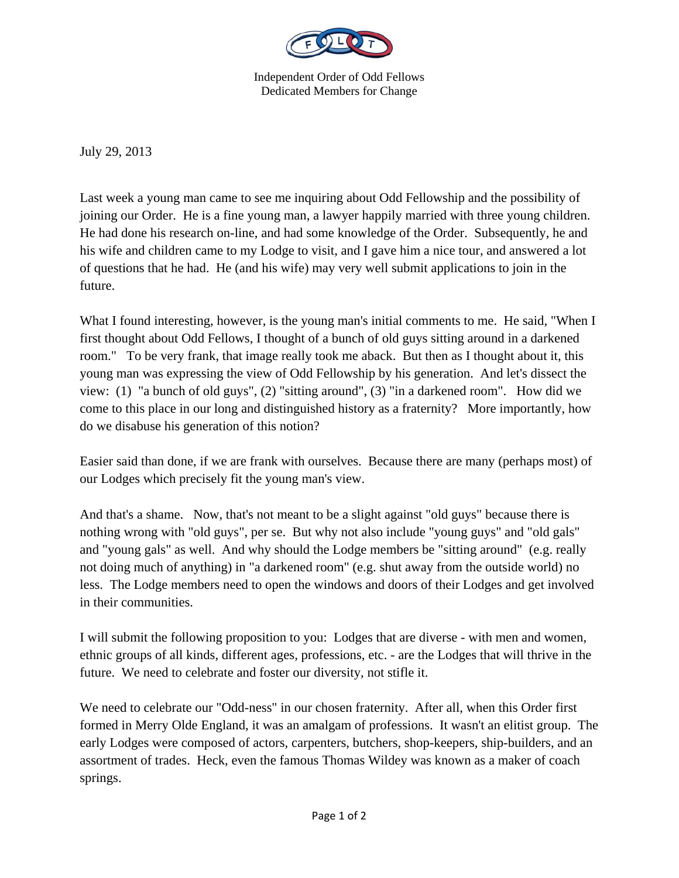Independent Order of Odd Fellows
Dedicated Members for Change

July 29, 2013

Last week a young man came to see me inquiring about Odd Fellowship and the possibility of joining our Order. He is a fine young man, a lawyer happily married with three young children. He had done his research on-line, and had some knowledge of the Order. Subsequently, he and his wife and children came to my Lodge to visit, and I gave him a nice tour, and answered a lot of questions that he had. He (and his wife) may very well submit applications to join in the future.

What I found interesting, however, is the young man's initial comments to me. He said, "When I first thought about Odd Fellows, I thought of a bunch of old guys sitting around in a darkened room." To be very frank, that image really took me aback. But then as I thought about it, this young man was expressing the view of Odd Fellowship by his generation. And let's dissect the view: (1) "a bunch of old guys", (2) "sitting around", (3) "in a darkened room". How did we come to this place in our long and distinguished history as a fraternity? More importantly, how do we disabuse his generation of this notion?

Easier said than done, if we are frank with ourselves. Because there are many (perhaps most) of our Lodges which precisely fit the young man's view.

And that's a shame. Now, that's not meant to be a slight against "old guys" because there is nothing wrong with "old guys", per se. But why not also include "young guys" and "old gals" and "young gals" as well. And why should the Lodge members be "sitting around" (e.g. really not doing much of anything) in "a darkened room" (e.g. shut away from the outside world) no less. The Lodge members need to open the windows and doors of their Lodges and get involved in their communities.

I will submit the following proposition to you: Lodges that are diverse - with men and women, ethnic groups of all kinds, different ages, professions, etc. - are the Lodges that will thrive in the future. We need to celebrate and foster our diversity, not stifle it.

We need to celebrate our "Odd-ness" in our chosen fraternity. After all, when this Order first formed in Merry Olde England, it was an amalgam of professions. It wasn't an elitist group. The early Lodges were composed of actors, carpenters, butchers, shop-keepers, ship-builders, and an assortment of trades. Heck, even the famous Thomas Wildey was known as a maker of coach springs.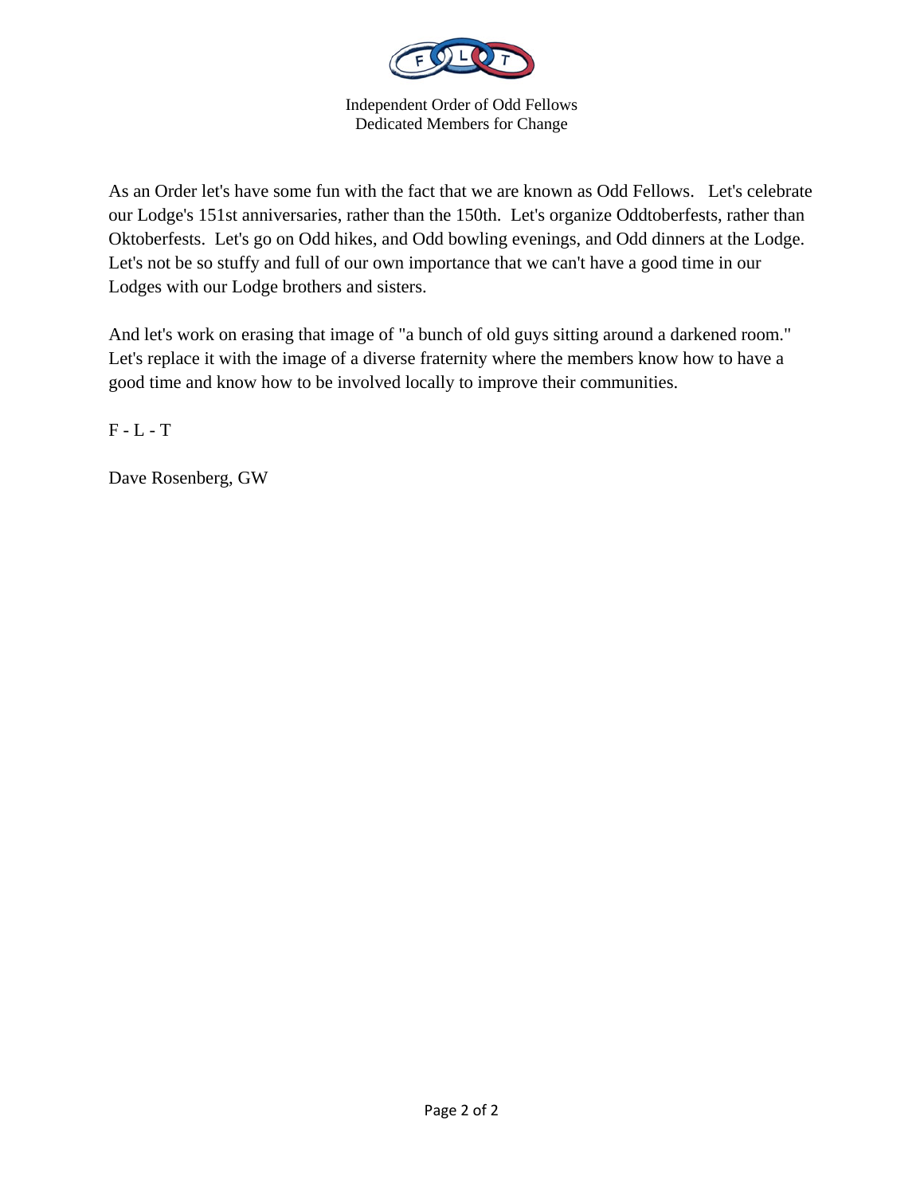Independent Order of Odd Fellows
Dedicated Members for Change

As an Order let's have some fun with the fact that we are known as Odd Fellows. Let's celebrate our Lodge's 151st anniversaries, rather than the 150th. Let's organize Oddtoberfests, rather than Oktoberfests. Let's go on Odd hikes, and Odd bowling evenings, and Odd dinners at the Lodge. Let's not be so stuffy and full of our own importance that we can't have a good time in our Lodges with our Lodge brothers and sisters.

And let's work on erasing that image of "a bunch of old guys sitting around a darkened room." Let's replace it with the image of a diverse fraternity where the members know how to have a good time and know how to be involved locally to improve their communities.

F - L - T

Dave Rosenberg, GW